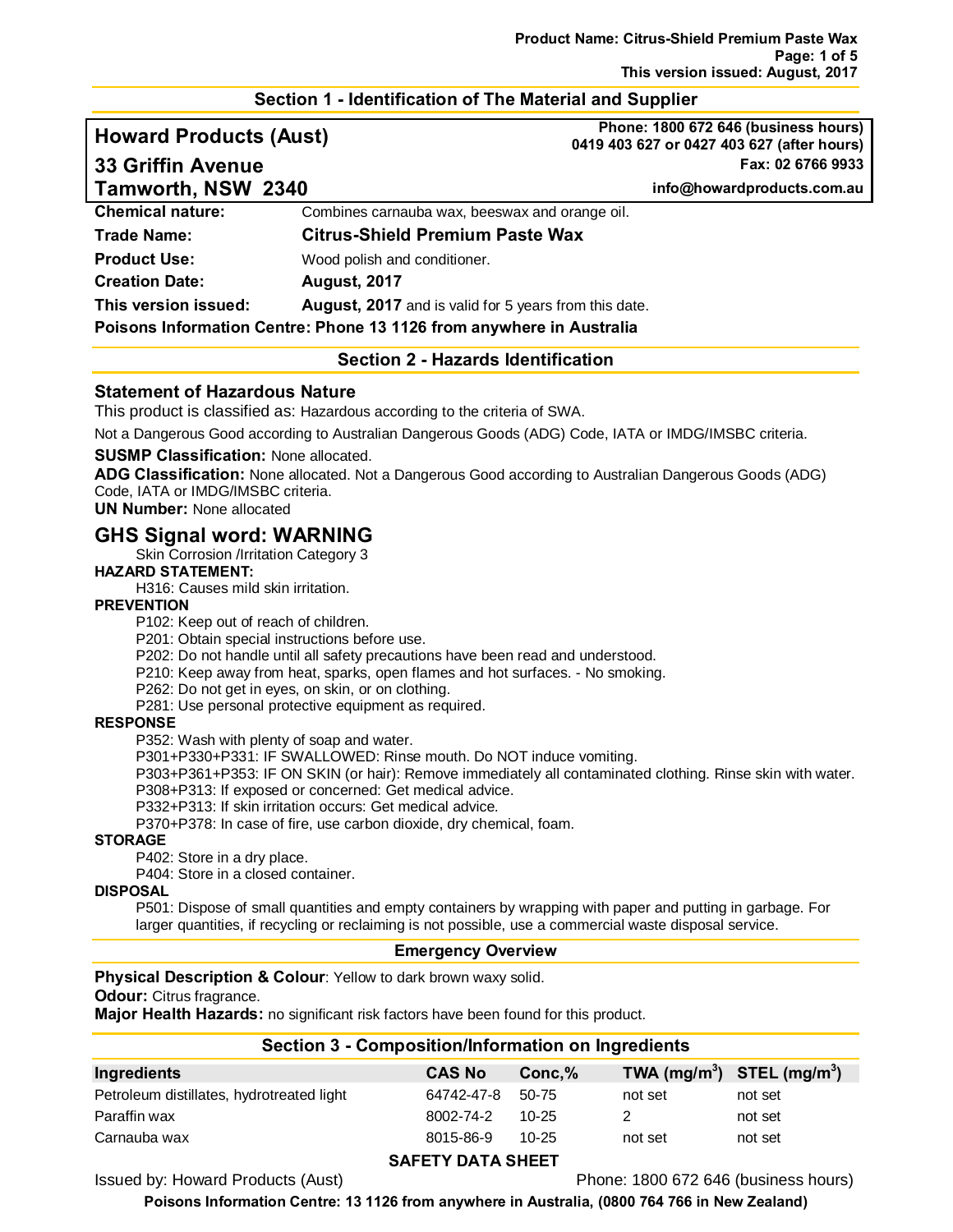## Section 1 - Identification of The Material and Supplier

**Howard Products (Aust)**
**33 Griffin Avenue**
**Tamworth, NSW 2340**

**Phone: 1800 672 646 (business hours)**
**0419 403 627 or 0427 403 627 (after hours)**
**Fax: 02 6766 9933**
**info@howardproducts.com.au**

| | |
|---|---|
| **Chemical nature:** | Combines carnauba wax, beeswax and orange oil. |
| **Trade Name:** | **Citrus-Shield Premium Paste Wax** |
| **Product Use:** | Wood polish and conditioner. |
| **Creation Date:** | **August, 2017** |
| **This version issued:** | **August, 2017** and is valid for 5 years from this date. |

**Poisons Information Centre: Phone 13 1126 from anywhere in Australia**

## Section 2 - Hazards Identification

### Statement of Hazardous Nature

This product is classified as: Hazardous according to the criteria of SWA.

Not a Dangerous Good according to Australian Dangerous Goods (ADG) Code, IATA or IMDG/IMSBC criteria.

**SUSMP Classification:** None allocated.
**ADG Classification:** None allocated. Not a Dangerous Good according to Australian Dangerous Goods (ADG) Code, IATA or IMDG/IMSBC criteria.
**UN Number:** None allocated

### GHS Signal word: WARNING

Skin Corrosion /Irritation Category 3

**HAZARD STATEMENT:**

H316: Causes mild skin irritation.

**PREVENTION**

P102: Keep out of reach of children.
P201: Obtain special instructions before use.
P202: Do not handle until all safety precautions have been read and understood.
P210: Keep away from heat, sparks, open flames and hot surfaces. - No smoking.
P262: Do not get in eyes, on skin, or on clothing.
P281: Use personal protective equipment as required.

**RESPONSE**

P352: Wash with plenty of soap and water.
P301+P330+P331: IF SWALLOWED: Rinse mouth. Do NOT induce vomiting.
P303+P361+P353: IF ON SKIN (or hair): Remove immediately all contaminated clothing. Rinse skin with water.
P308+P313: If exposed or concerned: Get medical advice.
P332+P313: If skin irritation occurs: Get medical advice.
P370+P378: In case of fire, use carbon dioxide, dry chemical, foam.

**STORAGE**

P402: Store in a dry place.
P404: Store in a closed container.

**DISPOSAL**

P501: Dispose of small quantities and empty containers by wrapping with paper and putting in garbage. For larger quantities, if recycling or reclaiming is not possible, use a commercial waste disposal service.

### Emergency Overview

**Physical Description & Colour**: Yellow to dark brown waxy solid.
**Odour:** Citrus fragrance.
**Major Health Hazards:** no significant risk factors have been found for this product.

## Section 3 - Composition/Information on Ingredients

| Ingredients | CAS No | Conc,% | TWA (mg/m$^3$) | STEL (mg/m$^3$) |
|---|---|---|---|---|
| Petroleum distillates, hydrotreated light | 64742-47-8 | 50-75 | not set | not set |
| Paraffin wax | 8002-74-2 | 10-25 | 2 | not set |
| Carnauba wax | 8015-86-9 | 10-25 | not set | not set |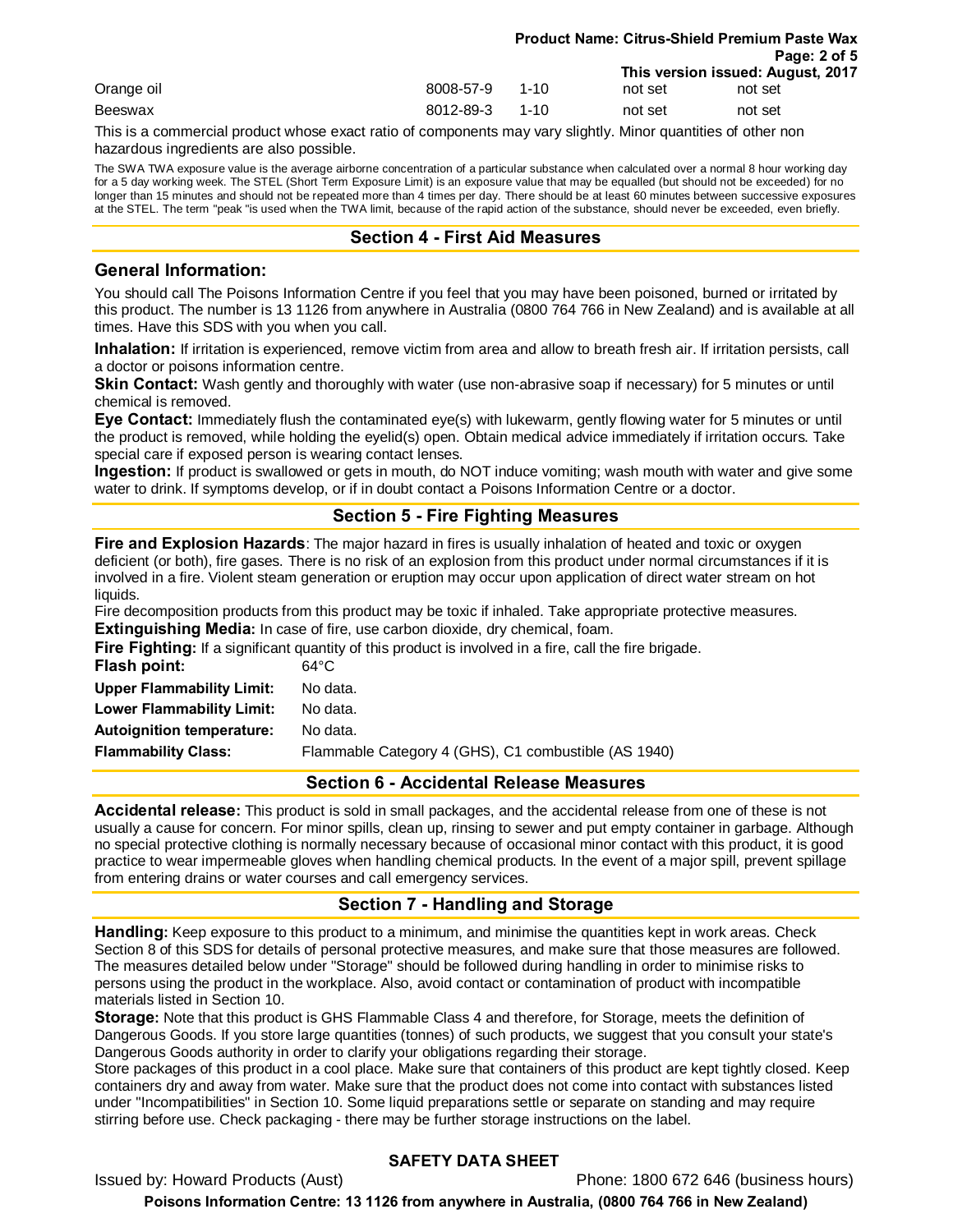| | | | | |
|---|---|---|---|---|
| Orange oil | 8008-57-9 | 1-10 | not set | not set |
| Beeswax | 8012-89-3 | 1-10 | not set | not set |

This is a commercial product whose exact ratio of components may vary slightly. Minor quantities of other non hazardous ingredients are also possible.

The SWA TWA exposure value is the average airborne concentration of a particular substance when calculated over a normal 8 hour working day for a 5 day working week. The STEL (Short Term Exposure Limit) is an exposure value that may be equalled (but should not be exceeded) for no longer than 15 minutes and should not be repeated more than 4 times per day. There should be at least 60 minutes between successive exposures at the STEL. The term "peak "is used when the TWA limit, because of the rapid action of the substance, should never be exceeded, even briefly.

## Section 4 - First Aid Measures

### General Information:

You should call The Poisons Information Centre if you feel that you may have been poisoned, burned or irritated by this product. The number is 13 1126 from anywhere in Australia (0800 764 766 in New Zealand) and is available at all times. Have this SDS with you when you call.

**Inhalation:** If irritation is experienced, remove victim from area and allow to breath fresh air. If irritation persists, call a doctor or poisons information centre.

**Skin Contact:** Wash gently and thoroughly with water (use non-abrasive soap if necessary) for 5 minutes or until chemical is removed.

**Eye Contact:** Immediately flush the contaminated eye(s) with lukewarm, gently flowing water for 5 minutes or until the product is removed, while holding the eyelid(s) open. Obtain medical advice immediately if irritation occurs. Take special care if exposed person is wearing contact lenses.

**Ingestion:** If product is swallowed or gets in mouth, do NOT induce vomiting; wash mouth with water and give some water to drink. If symptoms develop, or if in doubt contact a Poisons Information Centre or a doctor.

## Section 5 - Fire Fighting Measures

**Fire and Explosion Hazards**: The major hazard in fires is usually inhalation of heated and toxic or oxygen deficient (or both), fire gases. There is no risk of an explosion from this product under normal circumstances if it is involved in a fire. Violent steam generation or eruption may occur upon application of direct water stream on hot liquids.

Fire decomposition products from this product may be toxic if inhaled. Take appropriate protective measures.

**Extinguishing Media:** In case of fire, use carbon dioxide, dry chemical, foam.

**Fire Fighting:** If a significant quantity of this product is involved in a fire, call the fire brigade.

| | |
|---|---|
| **Flash point:** | 64°C |
| **Upper Flammability Limit:** | No data. |
| **Lower Flammability Limit:** | No data. |
| **Autoignition temperature:** | No data. |
| **Flammability Class:** | Flammable Category 4 (GHS), C1 combustible (AS 1940) |

## Section 6 - Accidental Release Measures

**Accidental release:** This product is sold in small packages, and the accidental release from one of these is not usually a cause for concern. For minor spills, clean up, rinsing to sewer and put empty container in garbage. Although no special protective clothing is normally necessary because of occasional minor contact with this product, it is good practice to wear impermeable gloves when handling chemical products. In the event of a major spill, prevent spillage from entering drains or water courses and call emergency services.

## Section 7 - Handling and Storage

**Handling:** Keep exposure to this product to a minimum, and minimise the quantities kept in work areas. Check Section 8 of this SDS for details of personal protective measures, and make sure that those measures are followed. The measures detailed below under "Storage" should be followed during handling in order to minimise risks to persons using the product in the workplace. Also, avoid contact or contamination of product with incompatible materials listed in Section 10.

**Storage:** Note that this product is GHS Flammable Class 4 and therefore, for Storage, meets the definition of Dangerous Goods. If you store large quantities (tonnes) of such products, we suggest that you consult your state's Dangerous Goods authority in order to clarify your obligations regarding their storage.

Store packages of this product in a cool place. Make sure that containers of this product are kept tightly closed. Keep containers dry and away from water. Make sure that the product does not come into contact with substances listed under "Incompatibilities" in Section 10. Some liquid preparations settle or separate on standing and may require stirring before use. Check packaging - there may be further storage instructions on the label.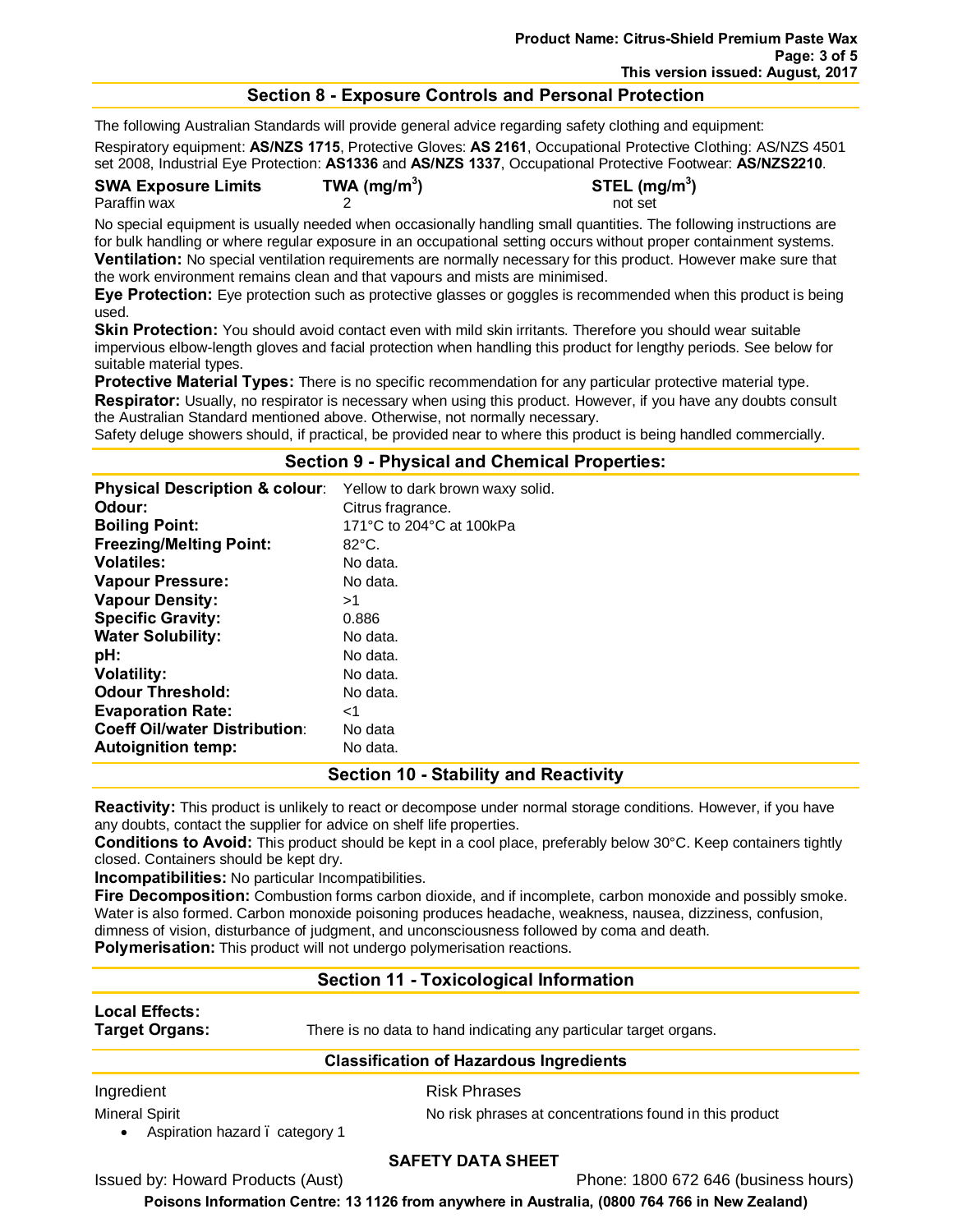## Section 8 - Exposure Controls and Personal Protection

The following Australian Standards will provide general advice regarding safety clothing and equipment:

Respiratory equipment: **AS/NZS 1715**, Protective Gloves: **AS 2161**, Occupational Protective Clothing: AS/NZS 4501 set 2008, Industrial Eye Protection: **AS1336** and **AS/NZS 1337**, Occupational Protective Footwear: **AS/NZS2210**.

| SWA Exposure Limits | TWA (mg/m$^3$) | STEL (mg/m$^3$) |
|---|---|---|
| Paraffin wax | 2 | not set |

No special equipment is usually needed when occasionally handling small quantities. The following instructions are for bulk handling or where regular exposure in an occupational setting occurs without proper containment systems.

**Ventilation:** No special ventilation requirements are normally necessary for this product. However make sure that the work environment remains clean and that vapours and mists are minimised.

**Eye Protection:** Eye protection such as protective glasses or goggles is recommended when this product is being used.

**Skin Protection:** You should avoid contact even with mild skin irritants. Therefore you should wear suitable impervious elbow-length gloves and facial protection when handling this product for lengthy periods. See below for suitable material types.

**Protective Material Types:** There is no specific recommendation for any particular protective material type.

**Respirator:** Usually, no respirator is necessary when using this product. However, if you have any doubts consult the Australian Standard mentioned above. Otherwise, not normally necessary.

Safety deluge showers should, if practical, be provided near to where this product is being handled commercially.

## Section 9 - Physical and Chemical Properties:

| | |
|---|---|
| **Physical Description & colour**: | Yellow to dark brown waxy solid. |
| **Odour:** | Citrus fragrance. |
| **Boiling Point:** | 171°C to 204°C at 100kPa |
| **Freezing/Melting Point:** | 82°C. |
| **Volatiles:** | No data. |
| **Vapour Pressure:** | No data. |
| **Vapour Density:** | >1 |
| **Specific Gravity:** | 0.886 |
| **Water Solubility:** | No data. |
| **pH:** | No data. |
| **Volatility:** | No data. |
| **Odour Threshold:** | No data. |
| **Evaporation Rate:** | <1 |
| **Coeff Oil/water Distribution**: | No data |
| **Autoignition temp:** | No data. |

## Section 10 - Stability and Reactivity

**Reactivity:** This product is unlikely to react or decompose under normal storage conditions. However, if you have any doubts, contact the supplier for advice on shelf life properties.

**Conditions to Avoid:** This product should be kept in a cool place, preferably below 30°C. Keep containers tightly closed. Containers should be kept dry.

**Incompatibilities:** No particular Incompatibilities.

**Fire Decomposition:** Combustion forms carbon dioxide, and if incomplete, carbon monoxide and possibly smoke. Water is also formed. Carbon monoxide poisoning produces headache, weakness, nausea, dizziness, confusion, dimness of vision, disturbance of judgment, and unconsciousness followed by coma and death.

**Polymerisation:** This product will not undergo polymerisation reactions.

## Section 11 - Toxicological Information

**Local Effects:**

**Target Organs:** There is no data to hand indicating any particular target organs.

### Classification of Hazardous Ingredients

| Ingredient | Risk Phrases |
|---|---|
| Mineral Spirit<br>• Aspiration hazard – category 1 | No risk phrases at concentrations found in this product |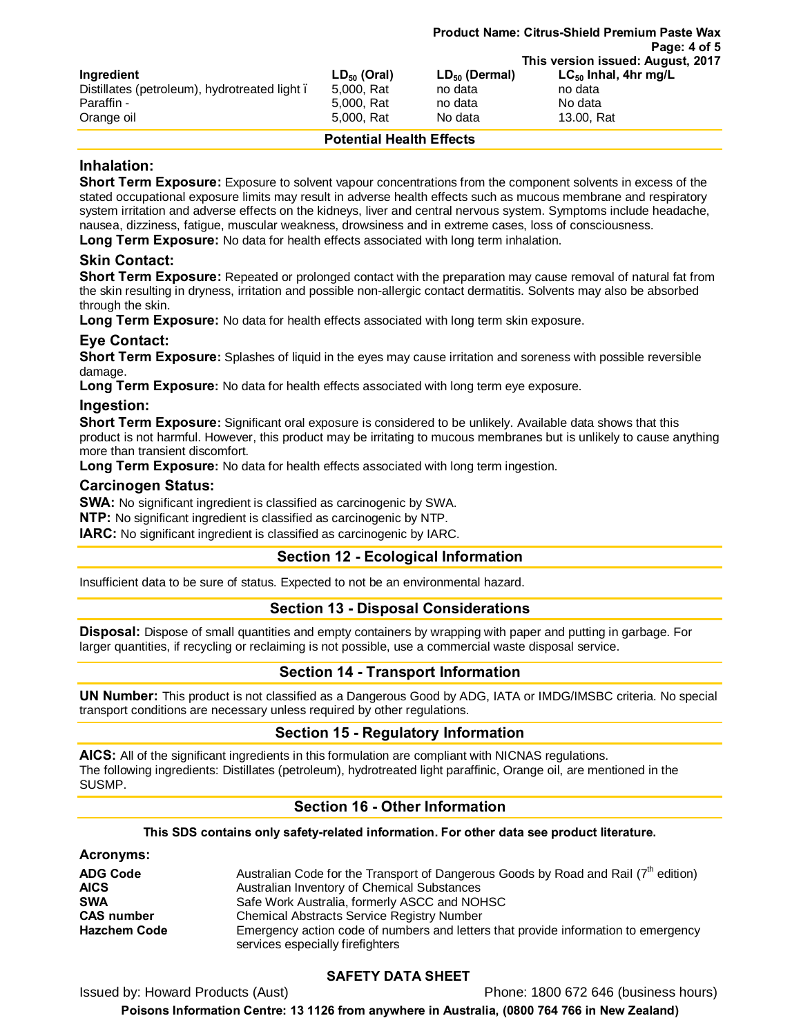| Ingredient | $LD_{50}$ (Oral) | $LD_{50}$ (Dermal) | $LC_{50}$ Inhal, 4hr mg/L |
| --- | --- | --- | --- |
| Distillates (petroleum), hydrotreated light ï | 5,000, Rat | no data | no data |
| Paraffin - | 5,000, Rat | no data | No data |
| Orange oil | 5,000, Rat | No data | 13.00, Rat |

### Potential Health Effects

### Inhalation:

**Short Term Exposure:** Exposure to solvent vapour concentrations from the component solvents in excess of the stated occupational exposure limits may result in adverse health effects such as mucous membrane and respiratory system irritation and adverse effects on the kidneys, liver and central nervous system. Symptoms include headache, nausea, dizziness, fatigue, muscular weakness, drowsiness and in extreme cases, loss of consciousness.

**Long Term Exposure:** No data for health effects associated with long term inhalation.

### Skin Contact:

**Short Term Exposure:** Repeated or prolonged contact with the preparation may cause removal of natural fat from the skin resulting in dryness, irritation and possible non-allergic contact dermatitis. Solvents may also be absorbed through the skin.

**Long Term Exposure:** No data for health effects associated with long term skin exposure.

### Eye Contact:

**Short Term Exposure:** Splashes of liquid in the eyes may cause irritation and soreness with possible reversible damage.

**Long Term Exposure:** No data for health effects associated with long term eye exposure.

### Ingestion:

**Short Term Exposure:** Significant oral exposure is considered to be unlikely. Available data shows that this product is not harmful. However, this product may be irritating to mucous membranes but is unlikely to cause anything more than transient discomfort.

**Long Term Exposure:** No data for health effects associated with long term ingestion.

### Carcinogen Status:

**SWA:** No significant ingredient is classified as carcinogenic by SWA.

**NTP:** No significant ingredient is classified as carcinogenic by NTP.

**IARC:** No significant ingredient is classified as carcinogenic by IARC.

## Section 12 - Ecological Information

Insufficient data to be sure of status. Expected to not be an environmental hazard.

## Section 13 - Disposal Considerations

**Disposal:** Dispose of small quantities and empty containers by wrapping with paper and putting in garbage. For larger quantities, if recycling or reclaiming is not possible, use a commercial waste disposal service.

## Section 14 - Transport Information

**UN Number:** This product is not classified as a Dangerous Good by ADG, IATA or IMDG/IMSBC criteria. No special transport conditions are necessary unless required by other regulations.

## Section 15 - Regulatory Information

**AICS:** All of the significant ingredients in this formulation are compliant with NICNAS regulations.
The following ingredients: Distillates (petroleum), hydrotreated light paraffinic, Orange oil, are mentioned in the SUSMP.

## Section 16 - Other Information

**This SDS contains only safety-related information. For other data see product literature.**

### Acronyms:

| | |
| --- | --- |
| **ADG Code** | Australian Code for the Transport of Dangerous Goods by Road and Rail (7th edition) |
| **AICS** | Australian Inventory of Chemical Substances |
| **SWA** | Safe Work Australia, formerly ASCC and NOHSC |
| **CAS number** | Chemical Abstracts Service Registry Number |
| **Hazchem Code** | Emergency action code of numbers and letters that provide information to emergency services especially firefighters |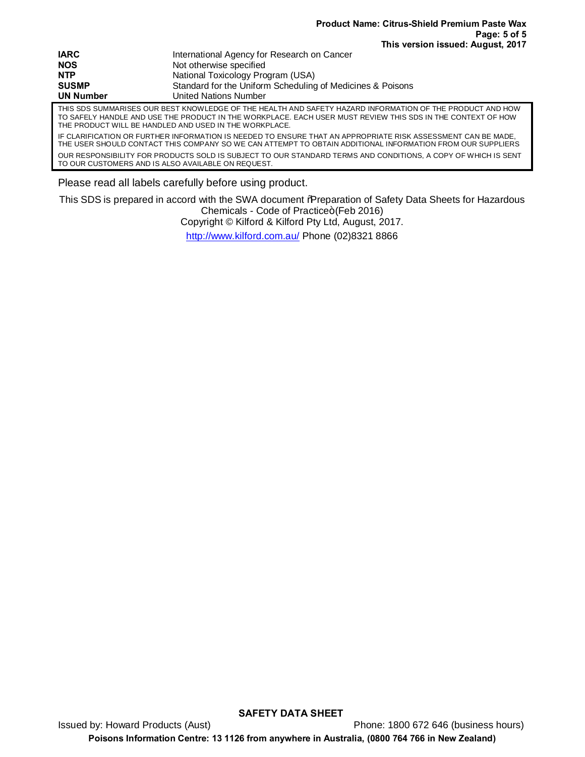| | |
|---|---|
| **IARC** | International Agency for Research on Cancer |
| **NOS** | Not otherwise specified |
| **NTP** | National Toxicology Program (USA) |
| **SUSMP** | Standard for the Uniform Scheduling of Medicines & Poisons |
| **UN Number** | United Nations Number |

THIS SDS SUMMARISES OUR BEST KNOWLEDGE OF THE HEALTH AND SAFETY HAZARD INFORMATION OF THE PRODUCT AND HOW TO SAFELY HANDLE AND USE THE PRODUCT IN THE WORKPLACE. EACH USER MUST REVIEW THIS SDS IN THE CONTEXT OF HOW THE PRODUCT WILL BE HANDLED AND USED IN THE WORKPLACE.

IF CLARIFICATION OR FURTHER INFORMATION IS NEEDED TO ENSURE THAT AN APPROPRIATE RISK ASSESSMENT CAN BE MADE, THE USER SHOULD CONTACT THIS COMPANY SO WE CAN ATTEMPT TO OBTAIN ADDITIONAL INFORMATION FROM OUR SUPPLIERS

OUR RESPONSIBILITY FOR PRODUCTS SOLD IS SUBJECT TO OUR STANDARD TERMS AND CONDITIONS, A COPY OF WHICH IS SENT TO OUR CUSTOMERS AND IS ALSO AVAILABLE ON REQUEST.

Please read all labels carefully before using product.

This SDS is prepared in accord with the SWA document "Preparation of Safety Data Sheets for Hazardous Chemicals - Code of Practice" (Feb 2016)

Copyright © Kilford & Kilford Pty Ltd, August, 2017.

http://www.kilford.com.au/ Phone (02)8321 8866